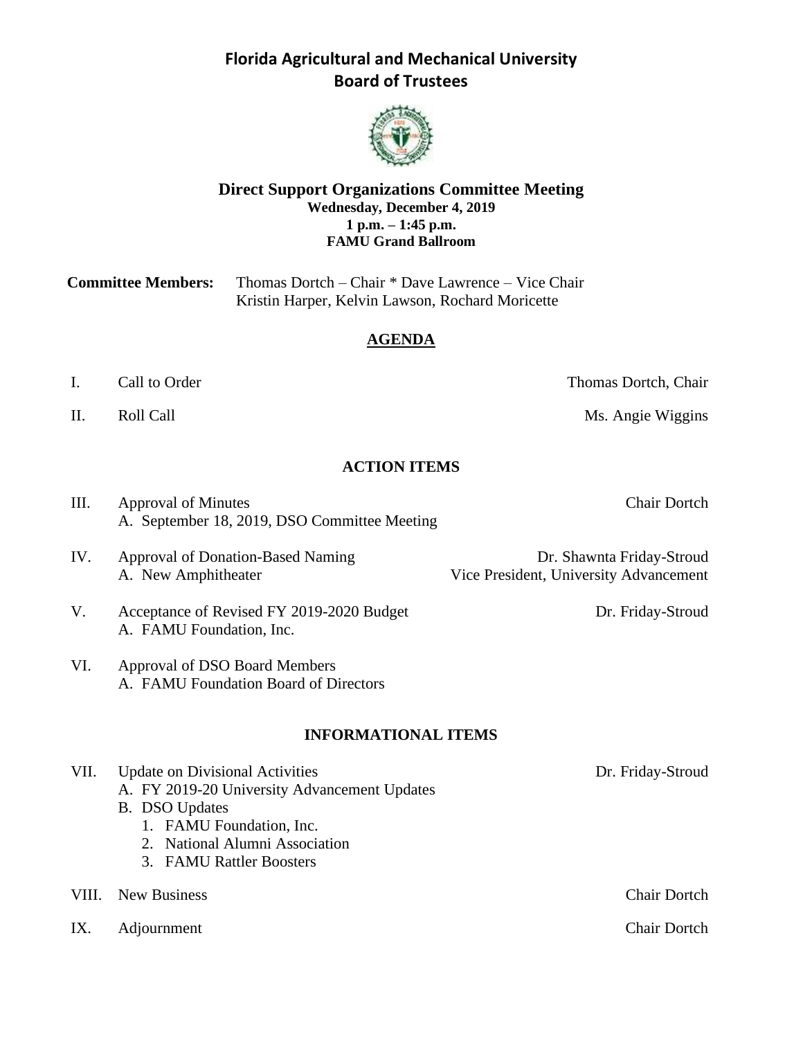# Florida Agricultural and Mechanical University
# Board of Trustees

## Direct Support Organizations Committee Meeting

**Wednesday, December 4, 2019**
**1 p.m. – 1:45 p.m.**
**FAMU Grand Ballroom**

**Committee Members:** Thomas Dortch – Chair * Dave Lawrence – Vice Chair
Kristin Harper, Kelvin Lawson, Rochard Moricette

## AGENDA

I. Call to Order — Thomas Dortch, Chair

II. Roll Call — Ms. Angie Wiggins

### ACTION ITEMS

III. Approval of Minutes — Chair Dortch
   A. September 18, 2019, DSO Committee Meeting

IV. Approval of Donation-Based Naming — Dr. Shawnta Friday-Stroud, Vice President, University Advancement
   A. New Amphitheater

V. Acceptance of Revised FY 2019-2020 Budget — Dr. Friday-Stroud
   A. FAMU Foundation, Inc.

VI. Approval of DSO Board Members
   A. FAMU Foundation Board of Directors

### INFORMATIONAL ITEMS

VII. Update on Divisional Activities — Dr. Friday-Stroud
   A. FY 2019-20 University Advancement Updates
   B. DSO Updates
      1. FAMU Foundation, Inc.
      2. National Alumni Association
      3. FAMU Rattler Boosters

VIII. New Business — Chair Dortch

IX. Adjournment — Chair Dortch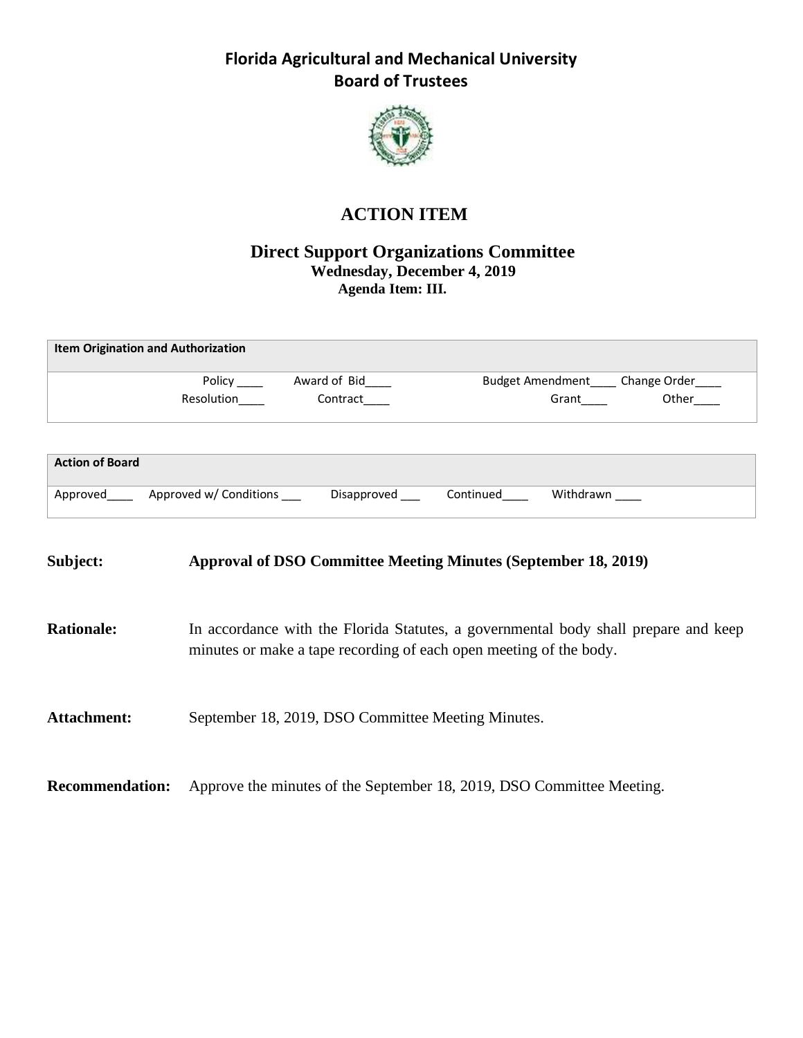# Florida Agricultural and Mechanical University
## Board of Trustees

## ACTION ITEM

### Direct Support Organizations Committee
**Wednesday, December 4, 2019**
**Agenda Item: III.**

| Item Origination and Authorization | | | |
|---|---|---|---|
| Policy ____ | Award of Bid____ | Budget Amendment____ | Change Order____ |
| Resolution____ | Contract____ | Grant____ | Other____ |

| Action of Board | | | | |
|---|---|---|---|---|
| Approved____ | Approved w/ Conditions ___ | Disapproved ___ | Continued____ | Withdrawn ____ |

**Subject:** **Approval of DSO Committee Meeting Minutes (September 18, 2019)**

**Rationale:** In accordance with the Florida Statutes, a governmental body shall prepare and keep minutes or make a tape recording of each open meeting of the body.

**Attachment:** September 18, 2019, DSO Committee Meeting Minutes.

**Recommendation:** Approve the minutes of the September 18, 2019, DSO Committee Meeting.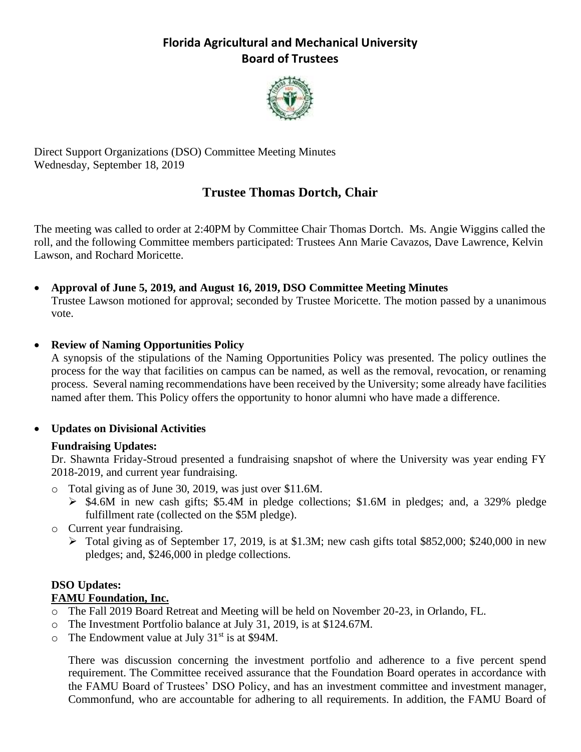# Florida Agricultural and Mechanical University
## Board of Trustees

Direct Support Organizations (DSO) Committee Meeting Minutes
Wednesday, September 18, 2019

## Trustee Thomas Dortch, Chair

The meeting was called to order at 2:40PM by Committee Chair Thomas Dortch. Ms. Angie Wiggins called the roll, and the following Committee members participated: Trustees Ann Marie Cavazos, Dave Lawrence, Kelvin Lawson, and Rochard Moricette.

- **Approval of June 5, 2019, and August 16, 2019, DSO Committee Meeting Minutes**
  Trustee Lawson motioned for approval; seconded by Trustee Moricette. The motion passed by a unanimous vote.

- **Review of Naming Opportunities Policy**
  A synopsis of the stipulations of the Naming Opportunities Policy was presented. The policy outlines the process for the way that facilities on campus can be named, as well as the removal, revocation, or renaming process. Several naming recommendations have been received by the University; some already have facilities named after them. This Policy offers the opportunity to honor alumni who have made a difference.

- **Updates on Divisional Activities**

  **Fundraising Updates:**
  Dr. Shawnta Friday-Stroud presented a fundraising snapshot of where the University was year ending FY 2018-2019, and current year fundraising.

  - Total giving as of June 30, 2019, was just over $11.6M.
    - $4.6M in new cash gifts; $5.4M in pledge collections; $1.6M in pledges; and, a 329% pledge fulfillment rate (collected on the $5M pledge).
  - Current year fundraising.
    - Total giving as of September 17, 2019, is at $1.3M; new cash gifts total $852,000; $240,000 in new pledges; and, $246,000 in pledge collections.

**DSO Updates:**

**FAMU Foundation, Inc.**

- The Fall 2019 Board Retreat and Meeting will be held on November 20-23, in Orlando, FL.
- The Investment Portfolio balance at July 31, 2019, is at $124.67M.
- The Endowment value at July 31st is at $94M.

There was discussion concerning the investment portfolio and adherence to a five percent spend requirement. The Committee received assurance that the Foundation Board operates in accordance with the FAMU Board of Trustees' DSO Policy, and has an investment committee and investment manager, Commonfund, who are accountable for adhering to all requirements. In addition, the FAMU Board of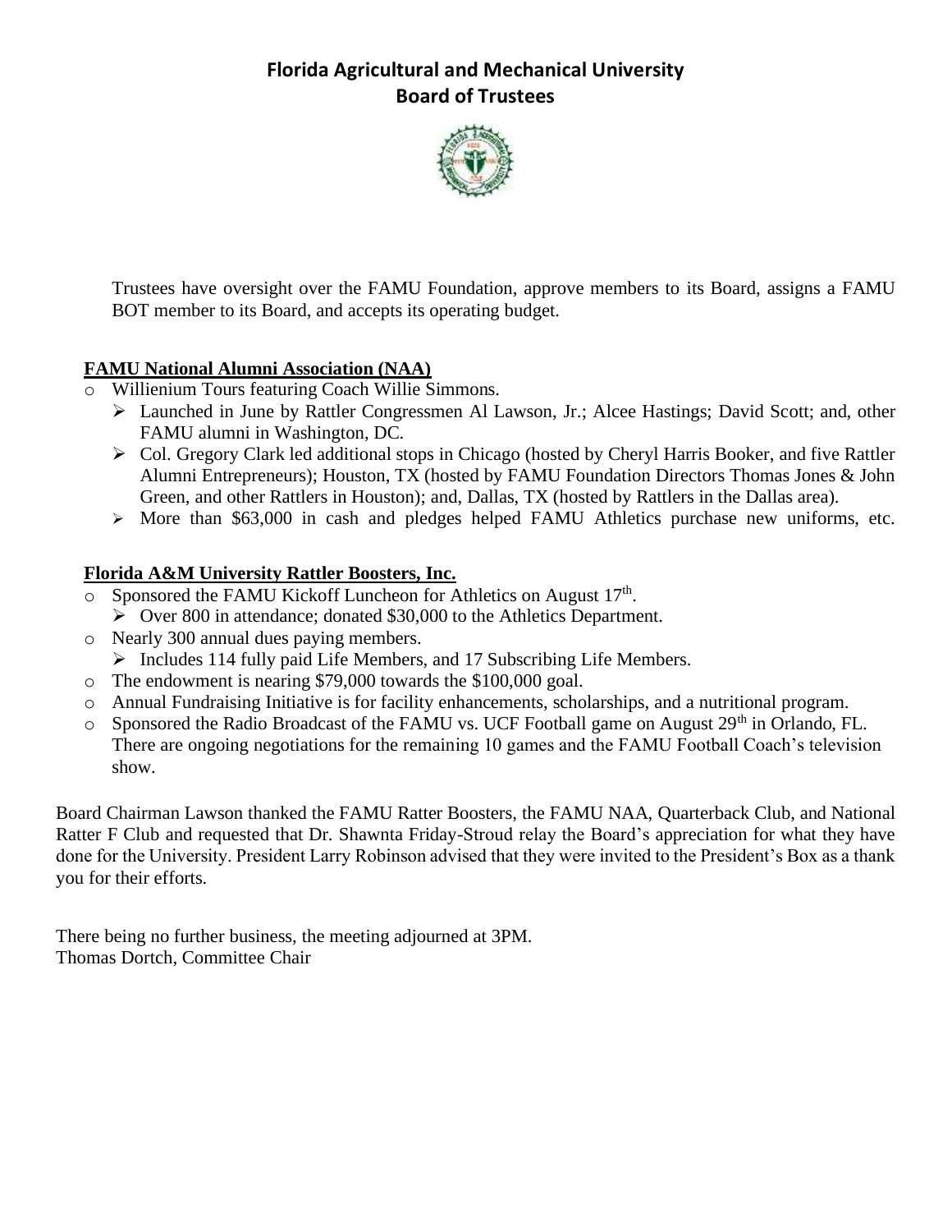# Florida Agricultural and Mechanical University
## Board of Trustees

Trustees have oversight over the FAMU Foundation, approve members to its Board, assigns a FAMU BOT member to its Board, and accepts its operating budget.

**FAMU National Alumni Association (NAA)**

- Willienium Tours featuring Coach Willie Simmons.
  - Launched in June by Rattler Congressmen Al Lawson, Jr.; Alcee Hastings; David Scott; and, other FAMU alumni in Washington, DC.
  - Col. Gregory Clark led additional stops in Chicago (hosted by Cheryl Harris Booker, and five Rattler Alumni Entrepreneurs); Houston, TX (hosted by FAMU Foundation Directors Thomas Jones & John Green, and other Rattlers in Houston); and, Dallas, TX (hosted by Rattlers in the Dallas area).
  - More than $63,000 in cash and pledges helped FAMU Athletics purchase new uniforms, etc.

**Florida A&M University Rattler Boosters, Inc.**

- Sponsored the FAMU Kickoff Luncheon for Athletics on August 17th.
  - Over 800 in attendance; donated $30,000 to the Athletics Department.
- Nearly 300 annual dues paying members.
  - Includes 114 fully paid Life Members, and 17 Subscribing Life Members.
- The endowment is nearing $79,000 towards the $100,000 goal.
- Annual Fundraising Initiative is for facility enhancements, scholarships, and a nutritional program.
- Sponsored the Radio Broadcast of the FAMU vs. UCF Football game on August 29th in Orlando, FL. There are ongoing negotiations for the remaining 10 games and the FAMU Football Coach's television show.

Board Chairman Lawson thanked the FAMU Ratter Boosters, the FAMU NAA, Quarterback Club, and National Ratter F Club and requested that Dr. Shawnta Friday-Stroud relay the Board's appreciation for what they have done for the University. President Larry Robinson advised that they were invited to the President's Box as a thank you for their efforts.

There being no further business, the meeting adjourned at 3PM.
Thomas Dortch, Committee Chair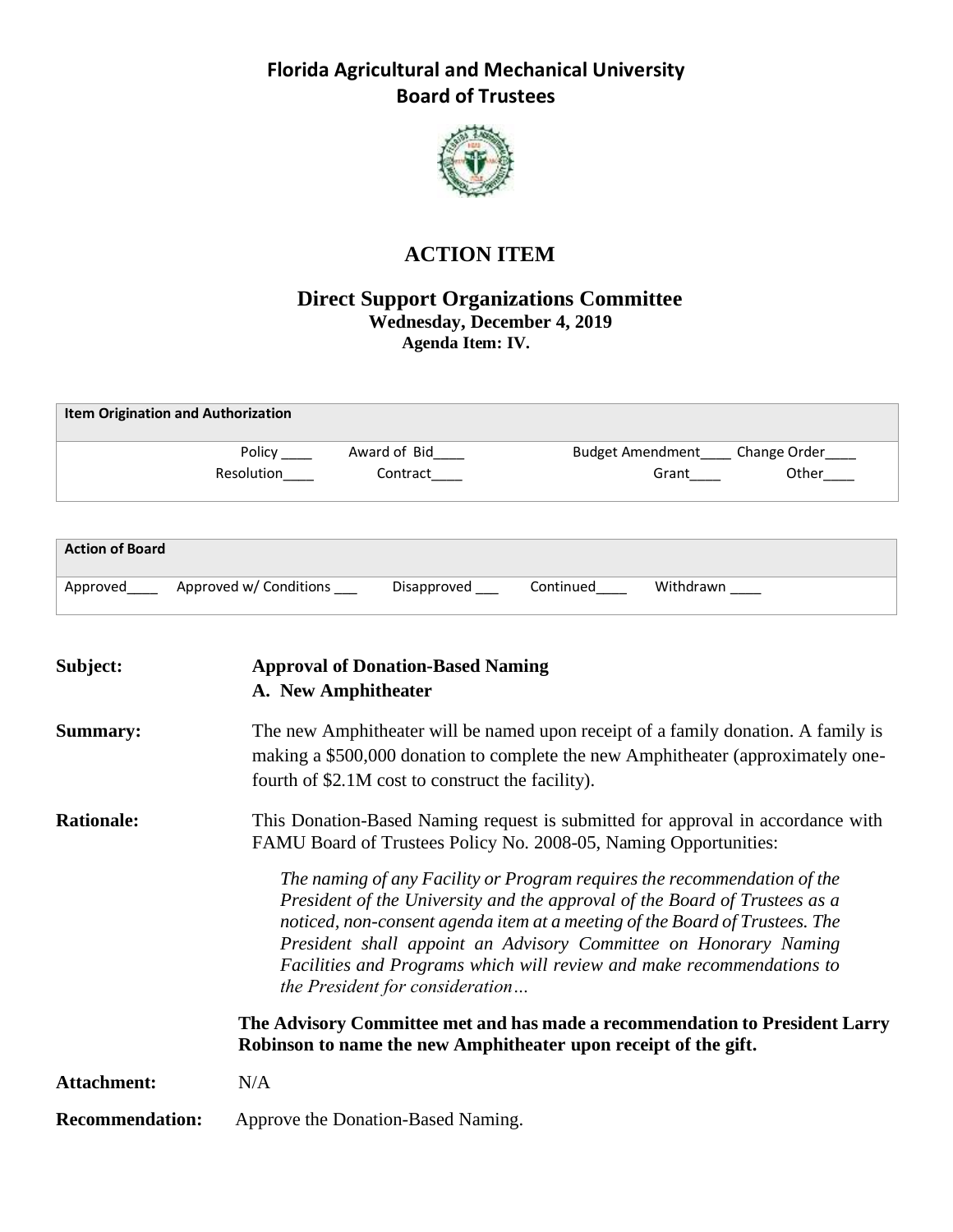# Florida Agricultural and Mechanical University
## Board of Trustees

## ACTION ITEM

### Direct Support Organizations Committee
**Wednesday, December 4, 2019**
**Agenda Item: IV.**

| Item Origination and Authorization | | | |
|---|---|---|---|
| Policy ____ | Award of Bid____ | Budget Amendment____ | Change Order____ |
| Resolution____ | Contract____ | Grant____ | Other____ |

| Action of Board | | | | |
|---|---|---|---|---|
| Approved____ | Approved w/ Conditions ___ | Disapproved ___ | Continued____ | Withdrawn ____ |

**Subject:** **Approval of Donation-Based Naming**
**A. New Amphitheater**

**Summary:** The new Amphitheater will be named upon receipt of a family donation. A family is making a $500,000 donation to complete the new Amphitheater (approximately one-fourth of $2.1M cost to construct the facility).

**Rationale:** This Donation-Based Naming request is submitted for approval in accordance with FAMU Board of Trustees Policy No. 2008-05, Naming Opportunities:

> *The naming of any Facility or Program requires the recommendation of the President of the University and the approval of the Board of Trustees as a noticed, non-consent agenda item at a meeting of the Board of Trustees. The President shall appoint an Advisory Committee on Honorary Naming Facilities and Programs which will review and make recommendations to the President for consideration…*

**The Advisory Committee met and has made a recommendation to President Larry Robinson to name the new Amphitheater upon receipt of the gift.**

**Attachment:** N/A

**Recommendation:** Approve the Donation-Based Naming.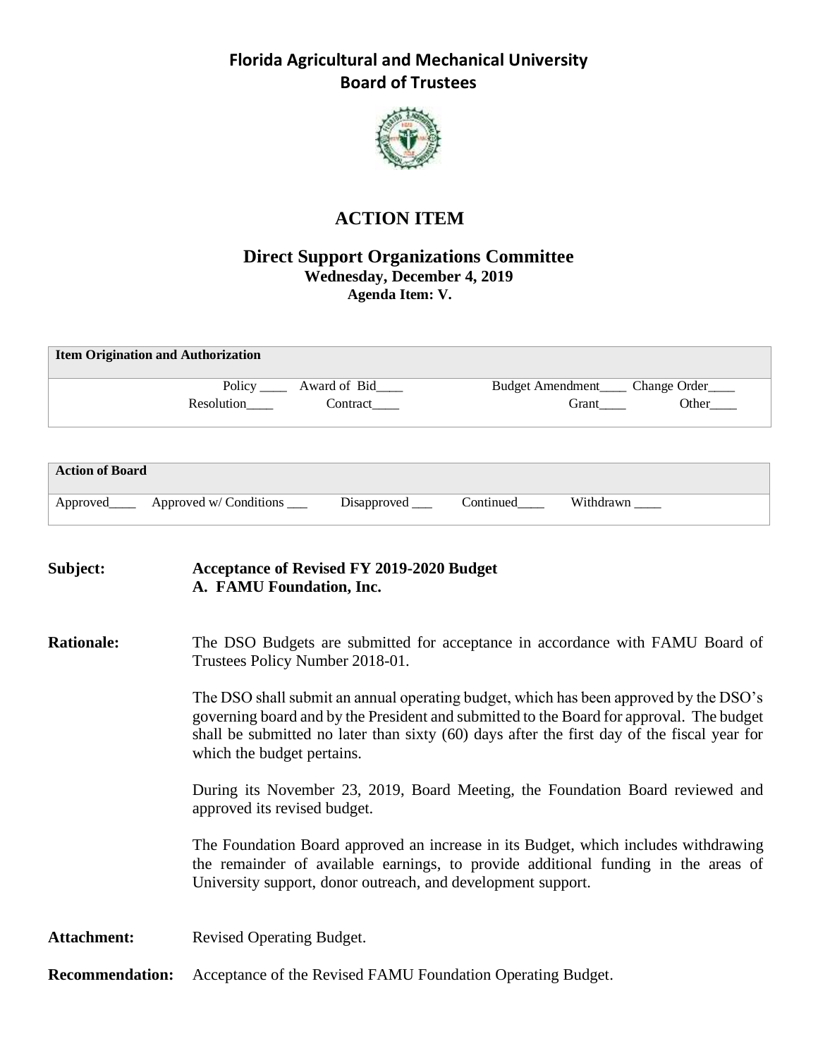# Florida Agricultural and Mechanical University
## Board of Trustees

## ACTION ITEM

### Direct Support Organizations Committee
**Wednesday, December 4, 2019**
**Agenda Item: V.**

| **Item Origination and Authorization** | | | |
|---|---|---|---|
| Policy ____ | Award of Bid____ | Budget Amendment____ | Change Order____ |
| Resolution____ | Contract____ | Grant____ | Other____ |

| **Action of Board** | | | | |
|---|---|---|---|---|
| Approved____ | Approved w/ Conditions ___ | Disapproved ___ | Continued____ | Withdrawn ____ |

**Subject:** **Acceptance of Revised FY 2019-2020 Budget**
**A. FAMU Foundation, Inc.**

**Rationale:** The DSO Budgets are submitted for acceptance in accordance with FAMU Board of Trustees Policy Number 2018-01.

The DSO shall submit an annual operating budget, which has been approved by the DSO's governing board and by the President and submitted to the Board for approval. The budget shall be submitted no later than sixty (60) days after the first day of the fiscal year for which the budget pertains.

During its November 23, 2019, Board Meeting, the Foundation Board reviewed and approved its revised budget.

The Foundation Board approved an increase in its Budget, which includes withdrawing the remainder of available earnings, to provide additional funding in the areas of University support, donor outreach, and development support.

**Attachment:** Revised Operating Budget.

**Recommendation:** Acceptance of the Revised FAMU Foundation Operating Budget.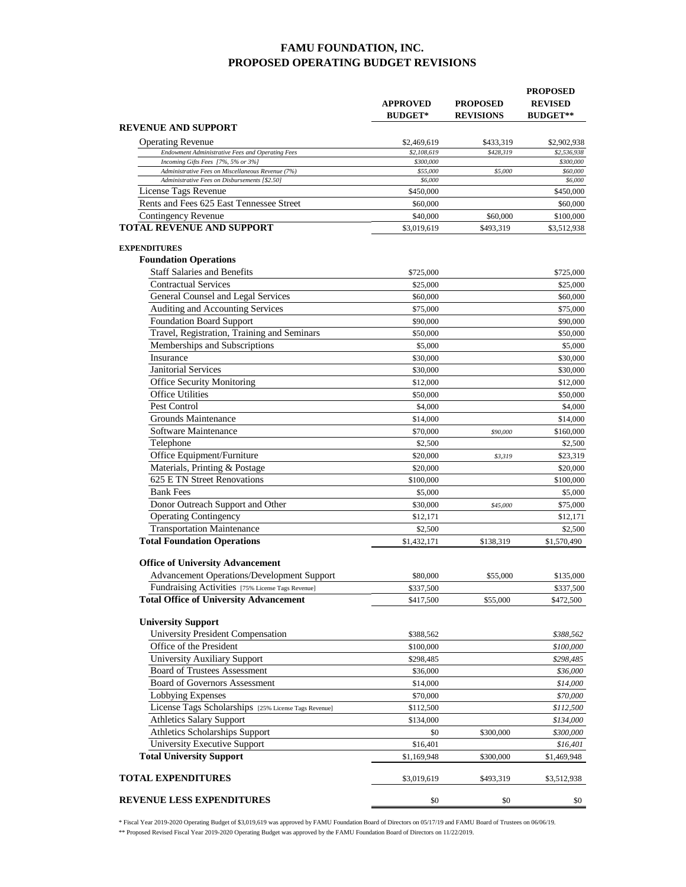# FAMU FOUNDATION, INC.
# PROPOSED OPERATING BUDGET REVISIONS

| | APPROVED BUDGET* | PROPOSED REVISIONS | PROPOSED REVISED BUDGET** |
|---|---|---|---|
| **REVENUE AND SUPPORT** | | | |
| Operating Revenue | $2,469,619 | $433,319 | $2,902,938 |
| *Endowment Administrative Fees and Operating Fees* | *$2,108,619* | *$428,319* | *$2,536,938* |
| *Incoming Gifts Fees [7%, 5% or 3%]* | *$300,000* | | *$300,000* |
| *Administrative Fees on Miscellaneous Revenue (7%)* | *$55,000* | *$5,000* | *$60,000* |
| *Administrative Fees on Disbursements [$2.50]* | *$6,000* | | *$6,000* |
| License Tags Revenue | $450,000 | | $450,000 |
| Rents and Fees 625 East Tennessee Street | $60,000 | | $60,000 |
| Contingency Revenue | $40,000 | $60,000 | $100,000 |
| **TOTAL REVENUE AND SUPPORT** | $3,019,619 | $493,319 | $3,512,938 |
| **EXPENDITURES** | | | |
| **Foundation Operations** | | | |
| Staff Salaries and Benefits | $725,000 | | $725,000 |
| Contractual Services | $25,000 | | $25,000 |
| General Counsel and Legal Services | $60,000 | | $60,000 |
| Auditing and Accounting Services | $75,000 | | $75,000 |
| Foundation Board Support | $90,000 | | $90,000 |
| Travel, Registration, Training and Seminars | $50,000 | | $50,000 |
| Memberships and Subscriptions | $5,000 | | $5,000 |
| Insurance | $30,000 | | $30,000 |
| Janitorial Services | $30,000 | | $30,000 |
| Office Security Monitoring | $12,000 | | $12,000 |
| Office Utilities | $50,000 | | $50,000 |
| Pest Control | $4,000 | | $4,000 |
| Grounds Maintenance | $14,000 | | $14,000 |
| Software Maintenance | $70,000 | *$90,000* | $160,000 |
| Telephone | $2,500 | | $2,500 |
| Office Equipment/Furniture | $20,000 | *$3,319* | $23,319 |
| Materials, Printing & Postage | $20,000 | | $20,000 |
| 625 E TN Street Renovations | $100,000 | | $100,000 |
| Bank Fees | $5,000 | | $5,000 |
| Donor Outreach Support and Other | $30,000 | *$45,000* | $75,000 |
| Operating Contingency | $12,171 | | $12,171 |
| Transportation Maintenance | $2,500 | | $2,500 |
| **Total Foundation Operations** | $1,432,171 | $138,319 | $1,570,490 |
| **Office of University Advancement** | | | |
| Advancement Operations/Development Support | $80,000 | $55,000 | $135,000 |
| Fundraising Activities [75% License Tags Revenue] | $337,500 | | $337,500 |
| **Total Office of University Advancement** | $417,500 | $55,000 | $472,500 |
| **University Support** | | | |
| University President Compensation | $388,562 | | *$388,562* |
| Office of the President | $100,000 | | *$100,000* |
| University Auxiliary Support | $298,485 | | *$298,485* |
| Board of Trustees Assessment | $36,000 | | *$36,000* |
| Board of Governors Assessment | $14,000 | | *$14,000* |
| Lobbying Expenses | $70,000 | | *$70,000* |
| License Tags Scholarships [25% License Tags Revenue] | $112,500 | | *$112,500* |
| Athletics Salary Support | $134,000 | | *$134,000* |
| Athletics Scholarships Support | $0 | $300,000 | *$300,000* |
| University Executive Support | $16,401 | | *$16,401* |
| **Total University Support** | $1,169,948 | $300,000 | $1,469,948 |
| **TOTAL EXPENDITURES** | $3,019,619 | $493,319 | $3,512,938 |
| **REVENUE LESS EXPENDITURES** | $0 | $0 | $0 |

\* Fiscal Year 2019-2020 Operating Budget of $3,019,619 was approved by FAMU Foundation Board of Directors on 05/17/19 and FAMU Board of Trustees on 06/06/19.

\*\* Proposed Revised Fiscal Year 2019-2020 Operating Budget was approved by the FAMU Foundation Board of Directors on 11/22/2019.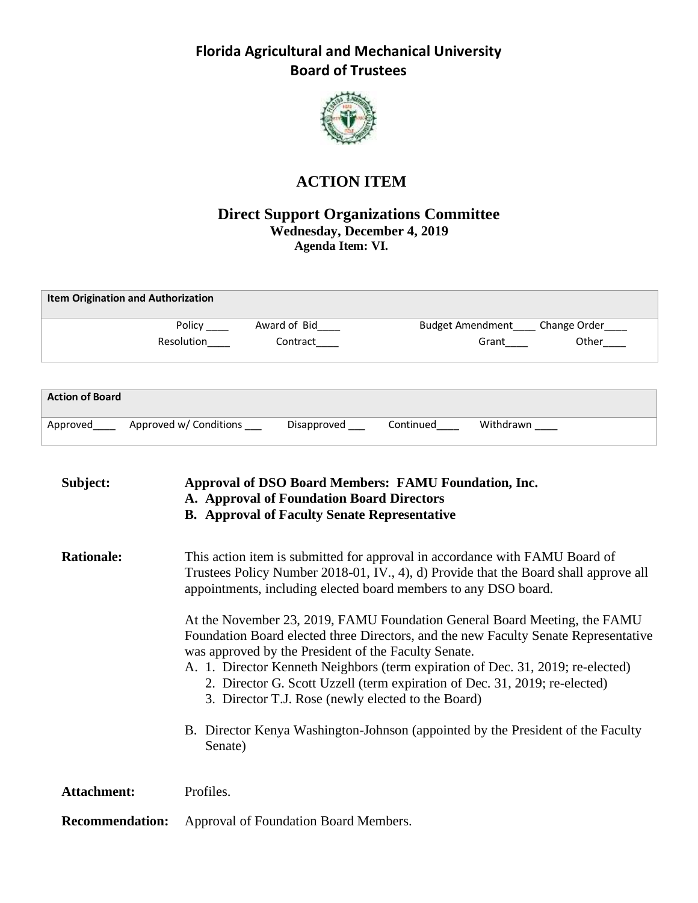# Florida Agricultural and Mechanical University
## Board of Trustees

## ACTION ITEM

### Direct Support Organizations Committee
**Wednesday, December 4, 2019**
**Agenda Item: VI.**

| **Item Origination and Authorization** | | | |
|---|---|---|---|
| Policy ____ | Award of Bid____ | Budget Amendment____ | Change Order____ |
| Resolution____ | Contract____ | Grant____ | Other____ |

| **Action of Board** | | | | |
|---|---|---|---|---|
| Approved____ | Approved w/ Conditions ___ | Disapproved ___ | Continued____ | Withdrawn ____ |

**Subject:** **Approval of DSO Board Members: FAMU Foundation, Inc.**
**A. Approval of Foundation Board Directors**
**B. Approval of Faculty Senate Representative**

**Rationale:** This action item is submitted for approval in accordance with FAMU Board of Trustees Policy Number 2018-01, IV., 4), d) Provide that the Board shall approve all appointments, including elected board members to any DSO board.

At the November 23, 2019, FAMU Foundation General Board Meeting, the FAMU Foundation Board elected three Directors, and the new Faculty Senate Representative was approved by the President of the Faculty Senate.

A. 1. Director Kenneth Neighbors (term expiration of Dec. 31, 2019; re-elected)
   2. Director G. Scott Uzzell (term expiration of Dec. 31, 2019; re-elected)
   3. Director T.J. Rose (newly elected to the Board)

B. Director Kenya Washington-Johnson (appointed by the President of the Faculty Senate)

**Attachment:** Profiles.

**Recommendation:** Approval of Foundation Board Members.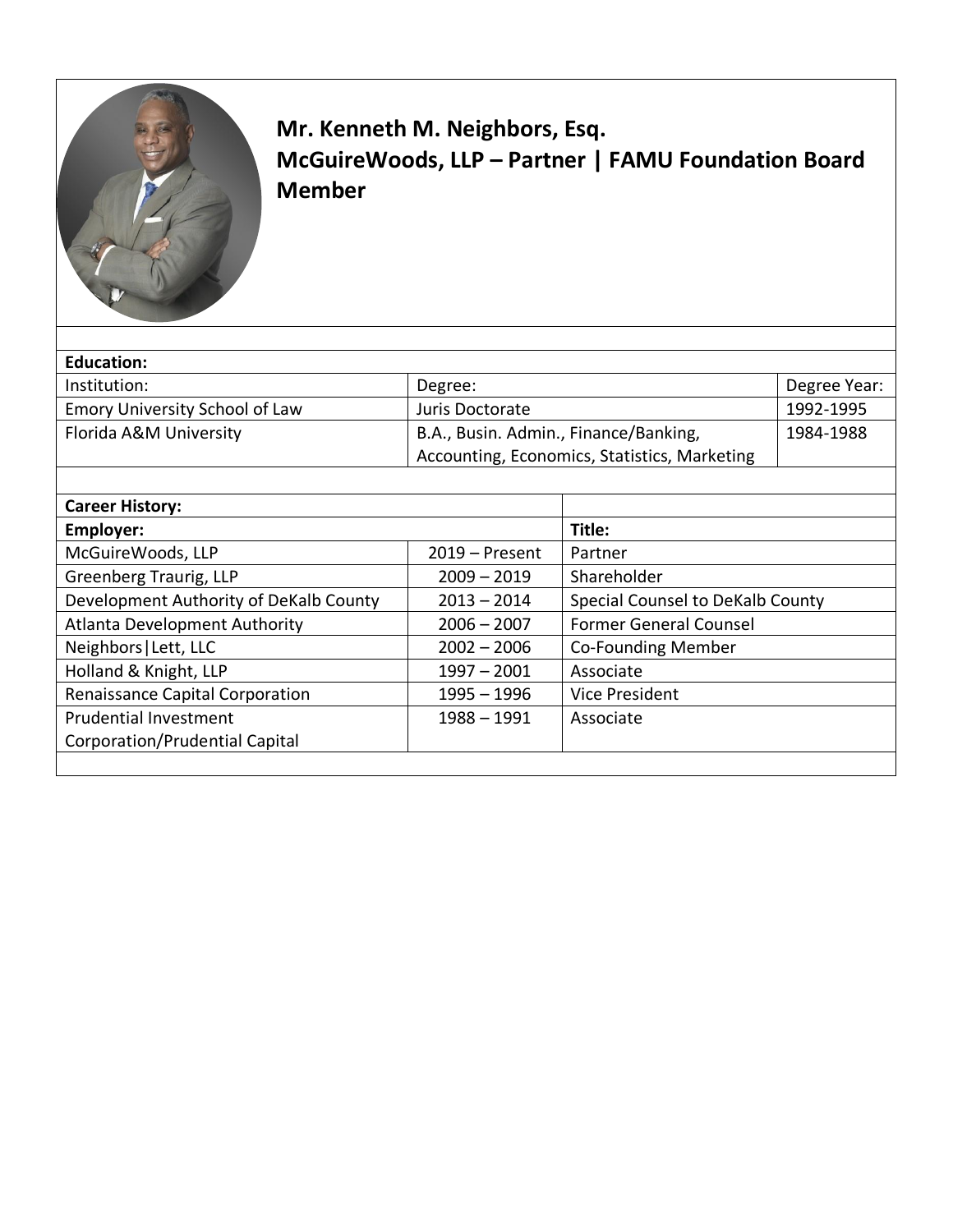**Mr. Kenneth M. Neighbors, Esq.**
**McGuireWoods, LLP – Partner | FAMU Foundation Board Member**

**Education:**

| Institution: | Degree: | Degree Year: |
|---|---|---|
| Emory University School of Law | Juris Doctorate | 1992-1995 |
| Florida A&M University | B.A., Busin. Admin., Finance/Banking, Accounting, Economics, Statistics, Marketing | 1984-1988 |

**Career History:**

| Employer: | | Title: |
|---|---|---|
| McGuireWoods, LLP | 2019 – Present | Partner |
| Greenberg Traurig, LLP | 2009 – 2019 | Shareholder |
| Development Authority of DeKalb County | 2013 – 2014 | Special Counsel to DeKalb County |
| Atlanta Development Authority | 2006 – 2007 | Former General Counsel |
| Neighbors\|Lett, LLC | 2002 – 2006 | Co-Founding Member |
| Holland & Knight, LLP | 1997 – 2001 | Associate |
| Renaissance Capital Corporation | 1995 – 1996 | Vice President |
| Prudential Investment Corporation/Prudential Capital | 1988 – 1991 | Associate |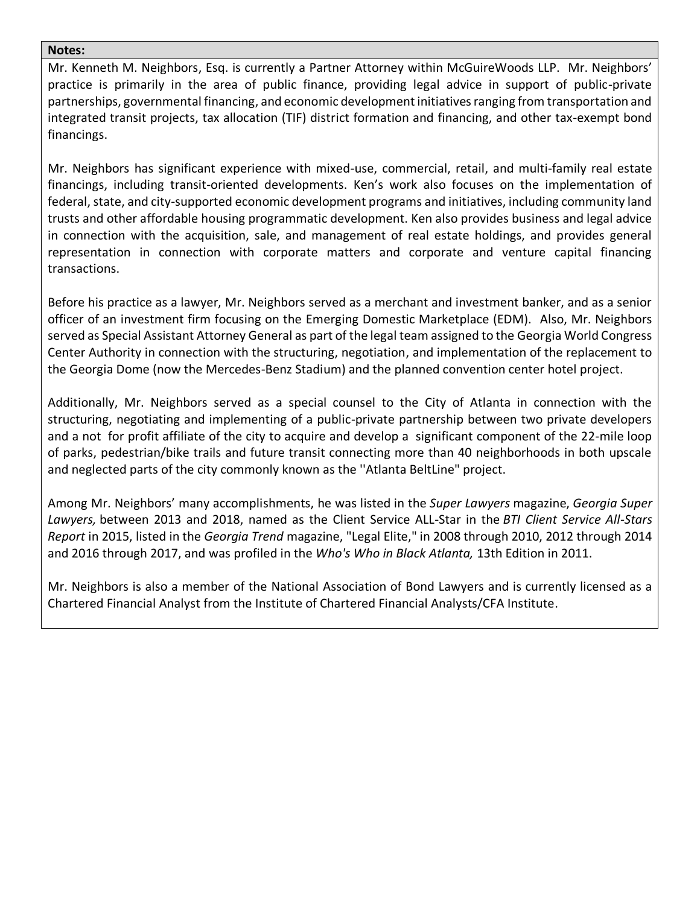**Notes:**

Mr. Kenneth M. Neighbors, Esq. is currently a Partner Attorney within McGuireWoods LLP. Mr. Neighbors' practice is primarily in the area of public finance, providing legal advice in support of public-private partnerships, governmental financing, and economic development initiatives ranging from transportation and integrated transit projects, tax allocation (TIF) district formation and financing, and other tax-exempt bond financings.

Mr. Neighbors has significant experience with mixed-use, commercial, retail, and multi-family real estate financings, including transit-oriented developments. Ken's work also focuses on the implementation of federal, state, and city-supported economic development programs and initiatives, including community land trusts and other affordable housing programmatic development. Ken also provides business and legal advice in connection with the acquisition, sale, and management of real estate holdings, and provides general representation in connection with corporate matters and corporate and venture capital financing transactions.

Before his practice as a lawyer, Mr. Neighbors served as a merchant and investment banker, and as a senior officer of an investment firm focusing on the Emerging Domestic Marketplace (EDM). Also, Mr. Neighbors served as Special Assistant Attorney General as part of the legal team assigned to the Georgia World Congress Center Authority in connection with the structuring, negotiation, and implementation of the replacement to the Georgia Dome (now the Mercedes-Benz Stadium) and the planned convention center hotel project.

Additionally, Mr. Neighbors served as a special counsel to the City of Atlanta in connection with the structuring, negotiating and implementing of a public-private partnership between two private developers and a not for profit affiliate of the city to acquire and develop a significant component of the 22-mile loop of parks, pedestrian/bike trails and future transit connecting more than 40 neighborhoods in both upscale and neglected parts of the city commonly known as the ''Atlanta BeltLine" project.

Among Mr. Neighbors' many accomplishments, he was listed in the *Super Lawyers* magazine, *Georgia Super Lawyers,* between 2013 and 2018, named as the Client Service ALL-Star in the *BTI Client Service All-Stars Report* in 2015, listed in the *Georgia Trend* magazine, "Legal Elite," in 2008 through 2010, 2012 through 2014 and 2016 through 2017, and was profiled in the *Who's Who in Black Atlanta,* 13th Edition in 2011.

Mr. Neighbors is also a member of the National Association of Bond Lawyers and is currently licensed as a Chartered Financial Analyst from the Institute of Chartered Financial Analysts/CFA Institute.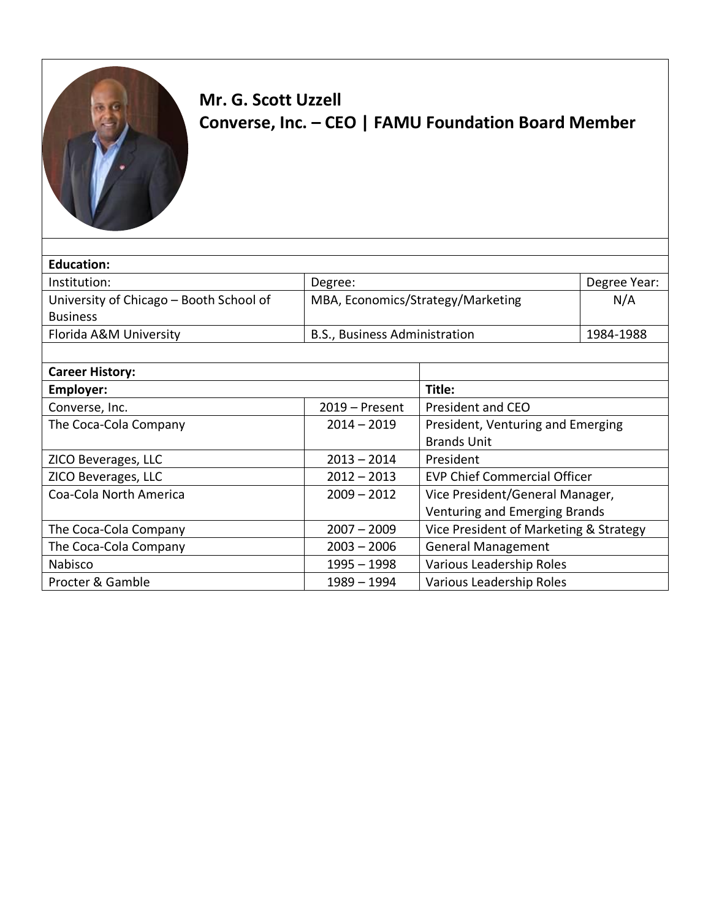**Mr. G. Scott Uzzell**
**Converse, Inc. – CEO | FAMU Foundation Board Member**

**Education:**

| Institution: | Degree: | Degree Year: |
|---|---|---|
| University of Chicago – Booth School of Business | MBA, Economics/Strategy/Marketing | N/A |
| Florida A&M University | B.S., Business Administration | 1984-1988 |

**Career History:**

| Employer: | | Title: |
|---|---|---|
| Converse, Inc. | 2019 – Present | President and CEO |
| The Coca-Cola Company | 2014 – 2019 | President, Venturing and Emerging Brands Unit |
| ZICO Beverages, LLC | 2013 – 2014 | President |
| ZICO Beverages, LLC | 2012 – 2013 | EVP Chief Commercial Officer |
| Coa-Cola North America | 2009 – 2012 | Vice President/General Manager, Venturing and Emerging Brands |
| The Coca-Cola Company | 2007 – 2009 | Vice President of Marketing & Strategy |
| The Coca-Cola Company | 2003 – 2006 | General Management |
| Nabisco | 1995 – 1998 | Various Leadership Roles |
| Procter & Gamble | 1989 – 1994 | Various Leadership Roles |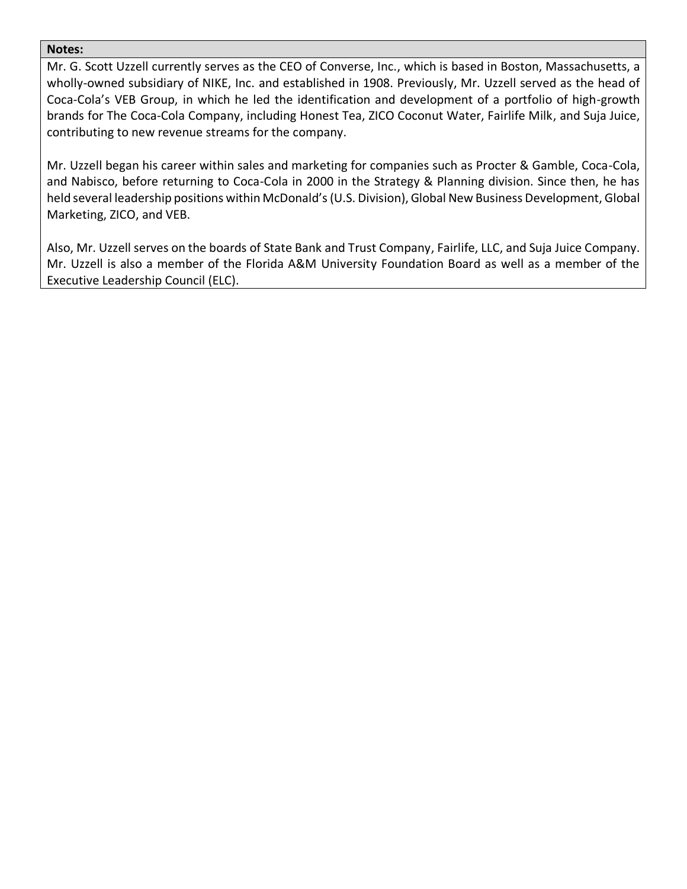**Notes:**

Mr. G. Scott Uzzell currently serves as the CEO of Converse, Inc., which is based in Boston, Massachusetts, a wholly-owned subsidiary of NIKE, Inc. and established in 1908. Previously, Mr. Uzzell served as the head of Coca-Cola's VEB Group, in which he led the identification and development of a portfolio of high-growth brands for The Coca-Cola Company, including Honest Tea, ZICO Coconut Water, Fairlife Milk, and Suja Juice, contributing to new revenue streams for the company.

Mr. Uzzell began his career within sales and marketing for companies such as Procter & Gamble, Coca-Cola, and Nabisco, before returning to Coca-Cola in 2000 in the Strategy & Planning division. Since then, he has held several leadership positions within McDonald's (U.S. Division), Global New Business Development, Global Marketing, ZICO, and VEB.

Also, Mr. Uzzell serves on the boards of State Bank and Trust Company, Fairlife, LLC, and Suja Juice Company. Mr. Uzzell is also a member of the Florida A&M University Foundation Board as well as a member of the Executive Leadership Council (ELC).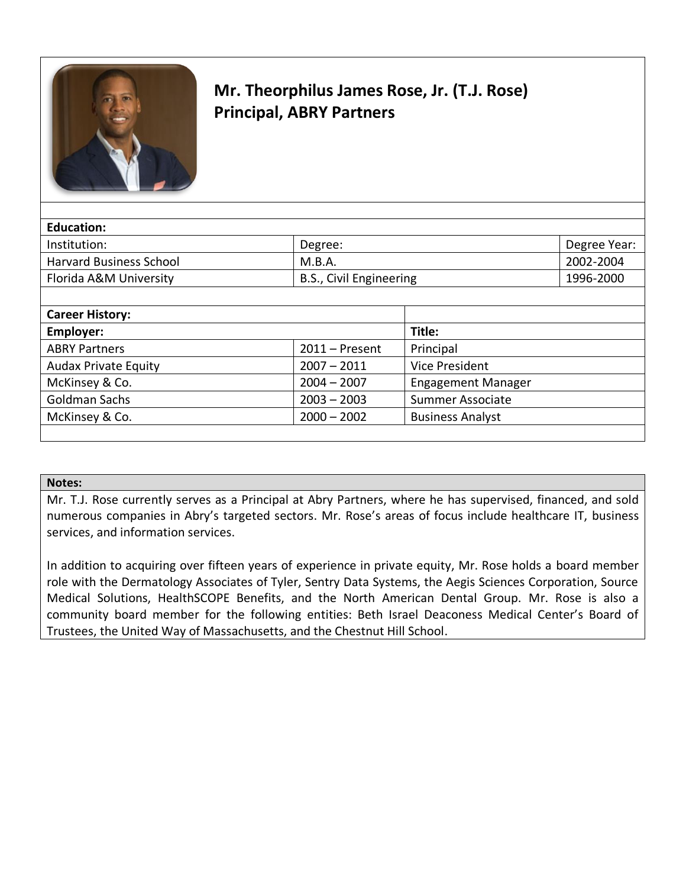# Mr. Theorphilus James Rose, Jr. (T.J. Rose)
## Principal, ABRY Partners

**Education:**

| Institution: | Degree: | Degree Year: |
|---|---|---|
| Harvard Business School | M.B.A. | 2002-2004 |
| Florida A&M University | B.S., Civil Engineering | 1996-2000 |

**Career History:**

| Employer: | | Title: |
|---|---|---|
| ABRY Partners | 2011 – Present | Principal |
| Audax Private Equity | 2007 – 2011 | Vice President |
| McKinsey & Co. | 2004 – 2007 | Engagement Manager |
| Goldman Sachs | 2003 – 2003 | Summer Associate |
| McKinsey & Co. | 2000 – 2002 | Business Analyst |

**Notes:**

Mr. T.J. Rose currently serves as a Principal at Abry Partners, where he has supervised, financed, and sold numerous companies in Abry's targeted sectors. Mr. Rose's areas of focus include healthcare IT, business services, and information services.

In addition to acquiring over fifteen years of experience in private equity, Mr. Rose holds a board member role with the Dermatology Associates of Tyler, Sentry Data Systems, the Aegis Sciences Corporation, Source Medical Solutions, HealthSCOPE Benefits, and the North American Dental Group. Mr. Rose is also a community board member for the following entities: Beth Israel Deaconess Medical Center's Board of Trustees, the United Way of Massachusetts, and the Chestnut Hill School.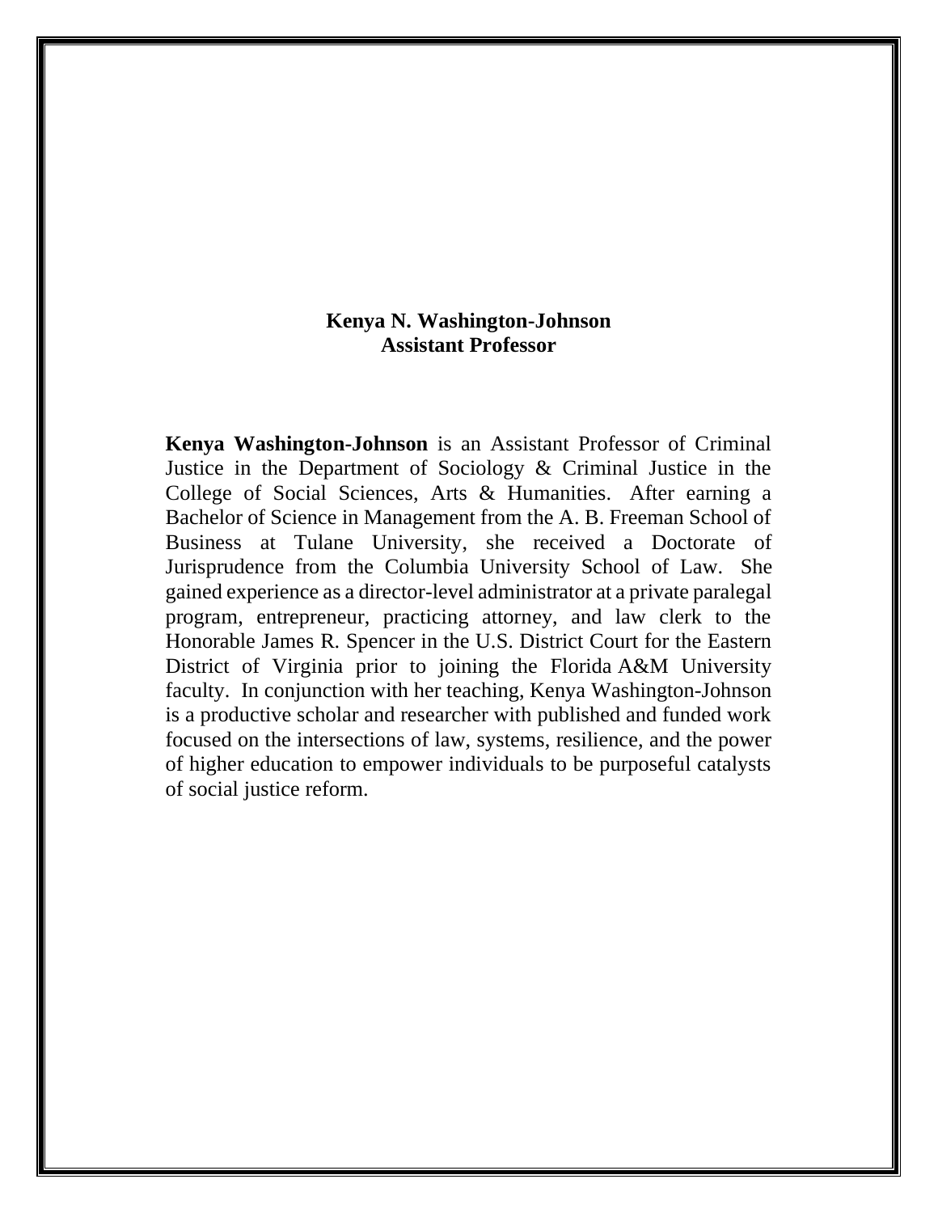**Kenya N. Washington-Johnson**
**Assistant Professor**

**Kenya Washington-Johnson** is an Assistant Professor of Criminal Justice in the Department of Sociology & Criminal Justice in the College of Social Sciences, Arts & Humanities. After earning a Bachelor of Science in Management from the A. B. Freeman School of Business at Tulane University, she received a Doctorate of Jurisprudence from the Columbia University School of Law. She gained experience as a director-level administrator at a private paralegal program, entrepreneur, practicing attorney, and law clerk to the Honorable James R. Spencer in the U.S. District Court for the Eastern District of Virginia prior to joining the Florida A&M University faculty. In conjunction with her teaching, Kenya Washington-Johnson is a productive scholar and researcher with published and funded work focused on the intersections of law, systems, resilience, and the power of higher education to empower individuals to be purposeful catalysts of social justice reform.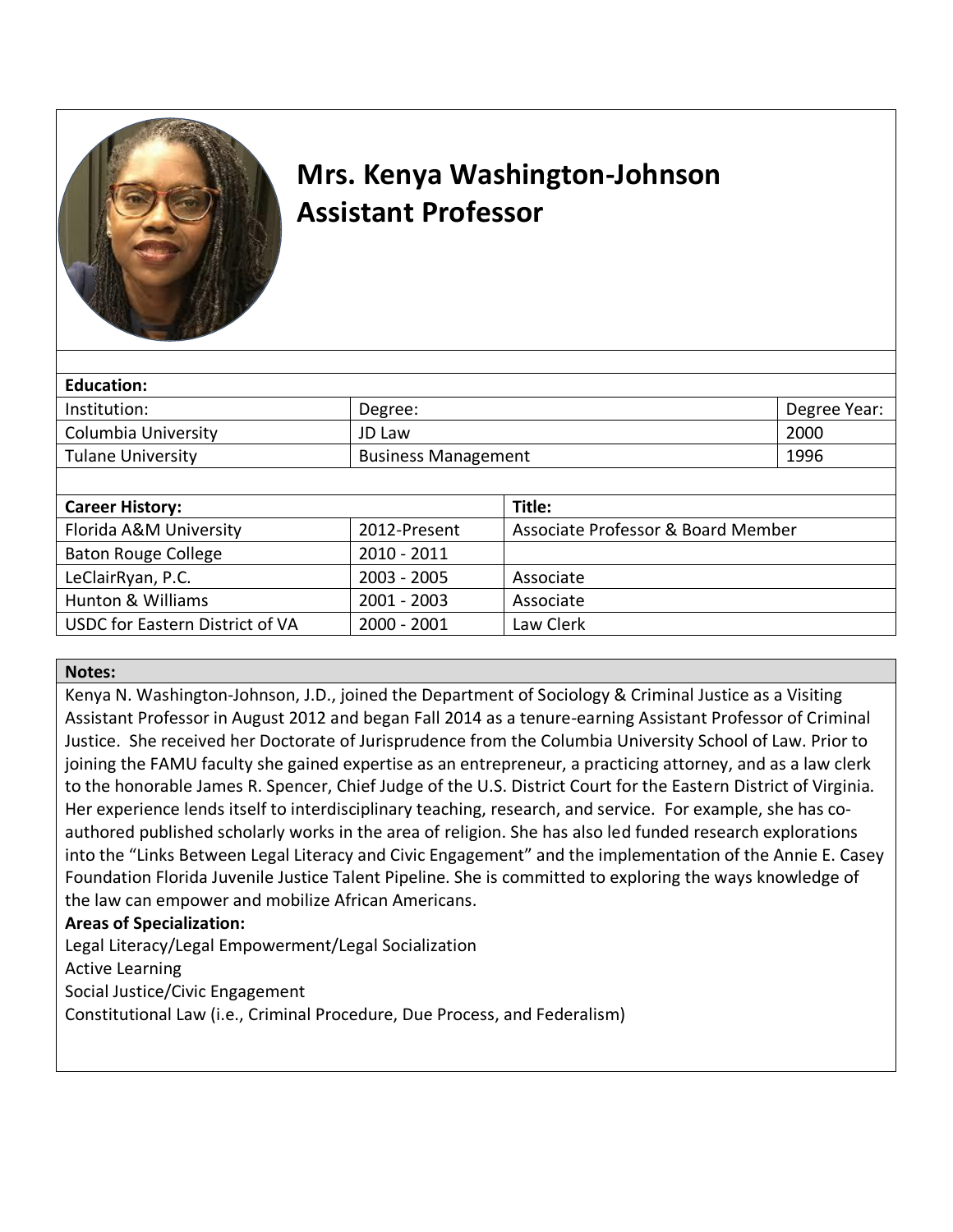# Mrs. Kenya Washington-Johnson
## Assistant Professor

**Education:**

| Institution: | Degree: | Degree Year: |
|---|---|---|
| Columbia University | JD Law | 2000 |
| Tulane University | Business Management | 1996 |

| Career History: | | Title: |
|---|---|---|
| Florida A&M University | 2012-Present | Associate Professor & Board Member |
| Baton Rouge College | 2010 - 2011 | |
| LeClairRyan, P.C. | 2003 - 2005 | Associate |
| Hunton & Williams | 2001 - 2003 | Associate |
| USDC for Eastern District of VA | 2000 - 2001 | Law Clerk |

**Notes:**

Kenya N. Washington-Johnson, J.D., joined the Department of Sociology & Criminal Justice as a Visiting Assistant Professor in August 2012 and began Fall 2014 as a tenure-earning Assistant Professor of Criminal Justice. She received her Doctorate of Jurisprudence from the Columbia University School of Law. Prior to joining the FAMU faculty she gained expertise as an entrepreneur, a practicing attorney, and as a law clerk to the honorable James R. Spencer, Chief Judge of the U.S. District Court for the Eastern District of Virginia. Her experience lends itself to interdisciplinary teaching, research, and service. For example, she has co-authored published scholarly works in the area of religion. She has also led funded research explorations into the "Links Between Legal Literacy and Civic Engagement" and the implementation of the Annie E. Casey Foundation Florida Juvenile Justice Talent Pipeline. She is committed to exploring the ways knowledge of the law can empower and mobilize African Americans.

**Areas of Specialization:**

Legal Literacy/Legal Empowerment/Legal Socialization
Active Learning
Social Justice/Civic Engagement
Constitutional Law (i.e., Criminal Procedure, Due Process, and Federalism)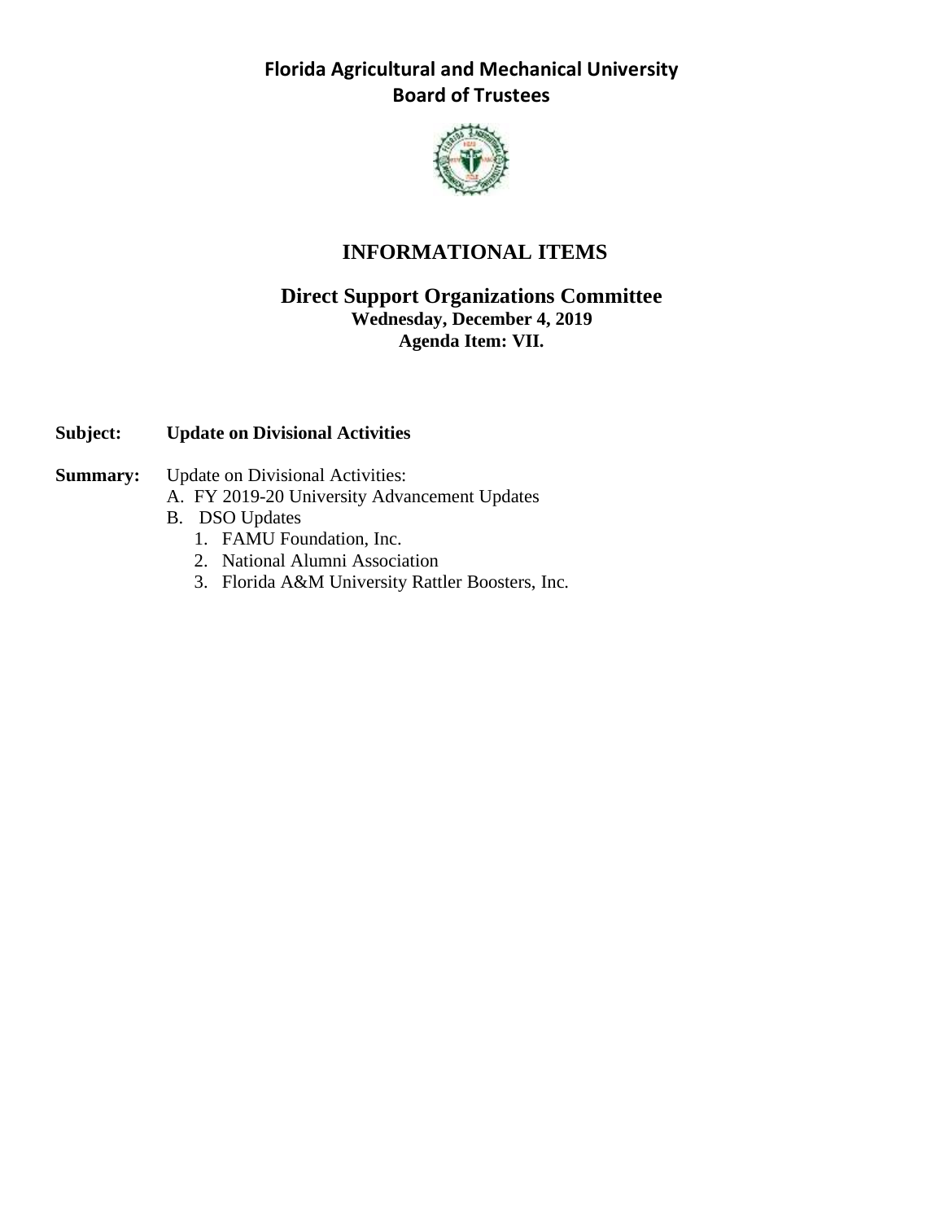**Florida Agricultural and Mechanical University**
**Board of Trustees**

# INFORMATIONAL ITEMS

## Direct Support Organizations Committee

**Wednesday, December 4, 2019**
**Agenda Item: VII.**

**Subject:** **Update on Divisional Activities**

**Summary:** Update on Divisional Activities:

A. FY 2019-20 University Advancement Updates
B. DSO Updates
   1. FAMU Foundation, Inc.
   2. National Alumni Association
   3. Florida A&M University Rattler Boosters, Inc.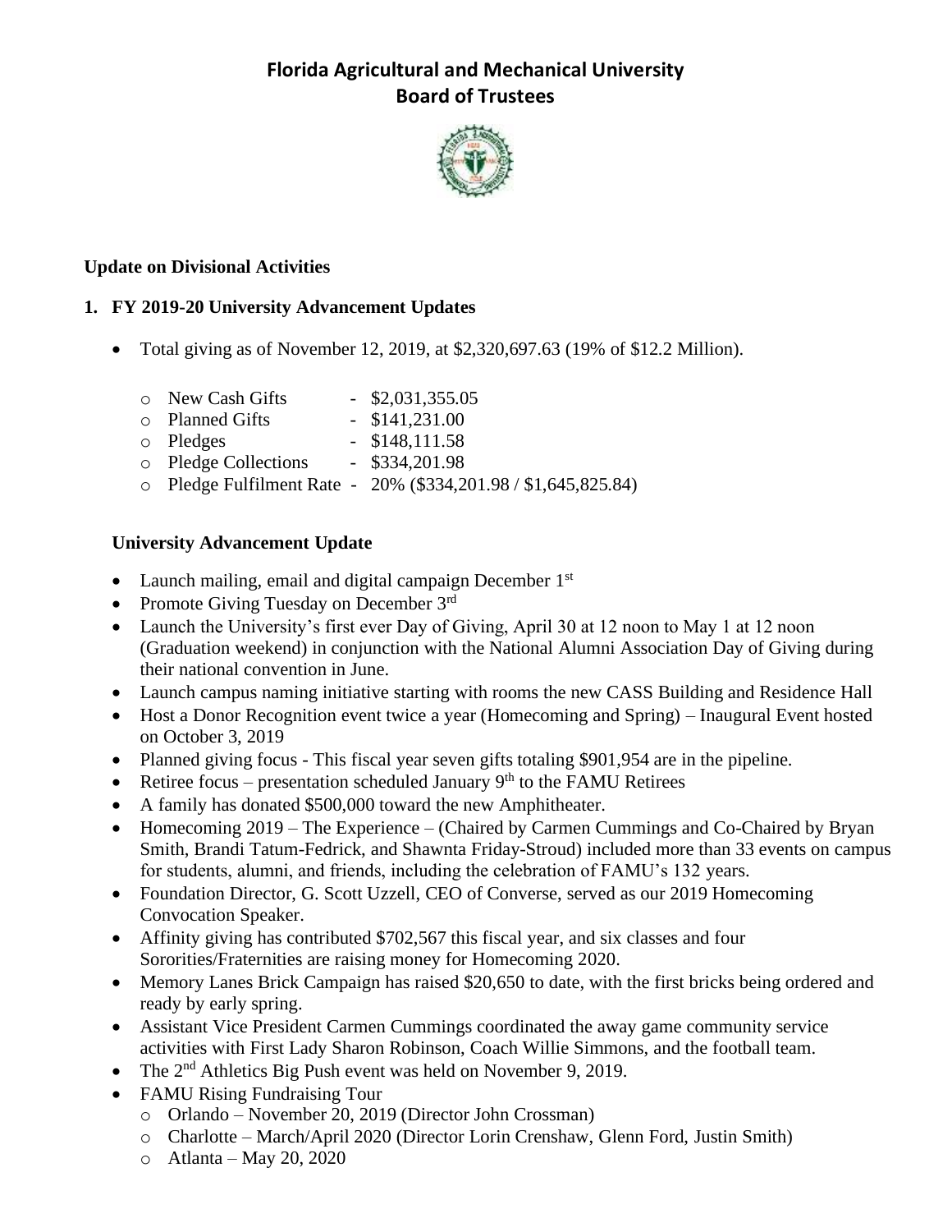# Florida Agricultural and Mechanical University
# Board of Trustees

### Update on Divisional Activities

### 1. FY 2019-20 University Advancement Updates

- Total giving as of November 12, 2019, at $2,320,697.63 (19% of $12.2 Million).
  - New Cash Gifts - $2,031,355.05
  - Planned Gifts - $141,231.00
  - Pledges - $148,111.58
  - Pledge Collections - $334,201.98
  - Pledge Fulfilment Rate - 20% ($334,201.98 / $1,645,825.84)

### University Advancement Update

- Launch mailing, email and digital campaign December 1st
- Promote Giving Tuesday on December 3rd
- Launch the University's first ever Day of Giving, April 30 at 12 noon to May 1 at 12 noon (Graduation weekend) in conjunction with the National Alumni Association Day of Giving during their national convention in June.
- Launch campus naming initiative starting with rooms the new CASS Building and Residence Hall
- Host a Donor Recognition event twice a year (Homecoming and Spring) – Inaugural Event hosted on October 3, 2019
- Planned giving focus - This fiscal year seven gifts totaling $901,954 are in the pipeline.
- Retiree focus – presentation scheduled January 9th to the FAMU Retirees
- A family has donated $500,000 toward the new Amphitheater.
- Homecoming 2019 – The Experience – (Chaired by Carmen Cummings and Co-Chaired by Bryan Smith, Brandi Tatum-Fedrick, and Shawnta Friday-Stroud) included more than 33 events on campus for students, alumni, and friends, including the celebration of FAMU's 132 years.
- Foundation Director, G. Scott Uzzell, CEO of Converse, served as our 2019 Homecoming Convocation Speaker.
- Affinity giving has contributed $702,567 this fiscal year, and six classes and four Sororities/Fraternities are raising money for Homecoming 2020.
- Memory Lanes Brick Campaign has raised $20,650 to date, with the first bricks being ordered and ready by early spring.
- Assistant Vice President Carmen Cummings coordinated the away game community service activities with First Lady Sharon Robinson, Coach Willie Simmons, and the football team.
- The 2nd Athletics Big Push event was held on November 9, 2019.
- FAMU Rising Fundraising Tour
  - Orlando – November 20, 2019 (Director John Crossman)
  - Charlotte – March/April 2020 (Director Lorin Crenshaw, Glenn Ford, Justin Smith)
  - Atlanta – May 20, 2020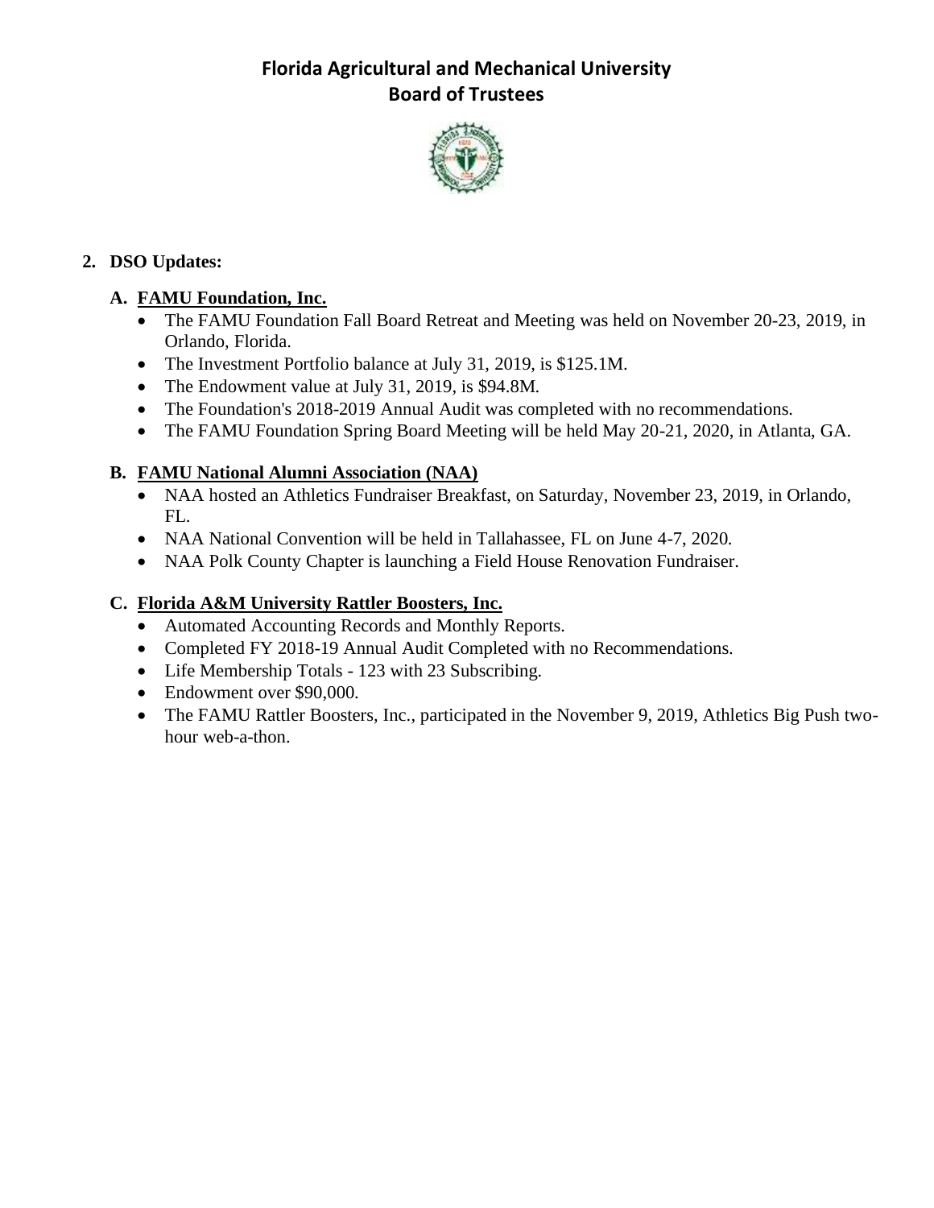# Florida Agricultural and Mechanical University
## Board of Trustees

**2. DSO Updates:**

**A. FAMU Foundation, Inc.**

- The FAMU Foundation Fall Board Retreat and Meeting was held on November 20-23, 2019, in Orlando, Florida.
- The Investment Portfolio balance at July 31, 2019, is $125.1M.
- The Endowment value at July 31, 2019, is $94.8M.
- The Foundation's 2018-2019 Annual Audit was completed with no recommendations.
- The FAMU Foundation Spring Board Meeting will be held May 20-21, 2020, in Atlanta, GA.

**B. FAMU National Alumni Association (NAA)**

- NAA hosted an Athletics Fundraiser Breakfast, on Saturday, November 23, 2019, in Orlando, FL.
- NAA National Convention will be held in Tallahassee, FL on June 4-7, 2020.
- NAA Polk County Chapter is launching a Field House Renovation Fundraiser.

**C. Florida A&M University Rattler Boosters, Inc.**

- Automated Accounting Records and Monthly Reports.
- Completed FY 2018-19 Annual Audit Completed with no Recommendations.
- Life Membership Totals - 123 with 23 Subscribing.
- Endowment over $90,000.
- The FAMU Rattler Boosters, Inc., participated in the November 9, 2019, Athletics Big Push two-hour web-a-thon.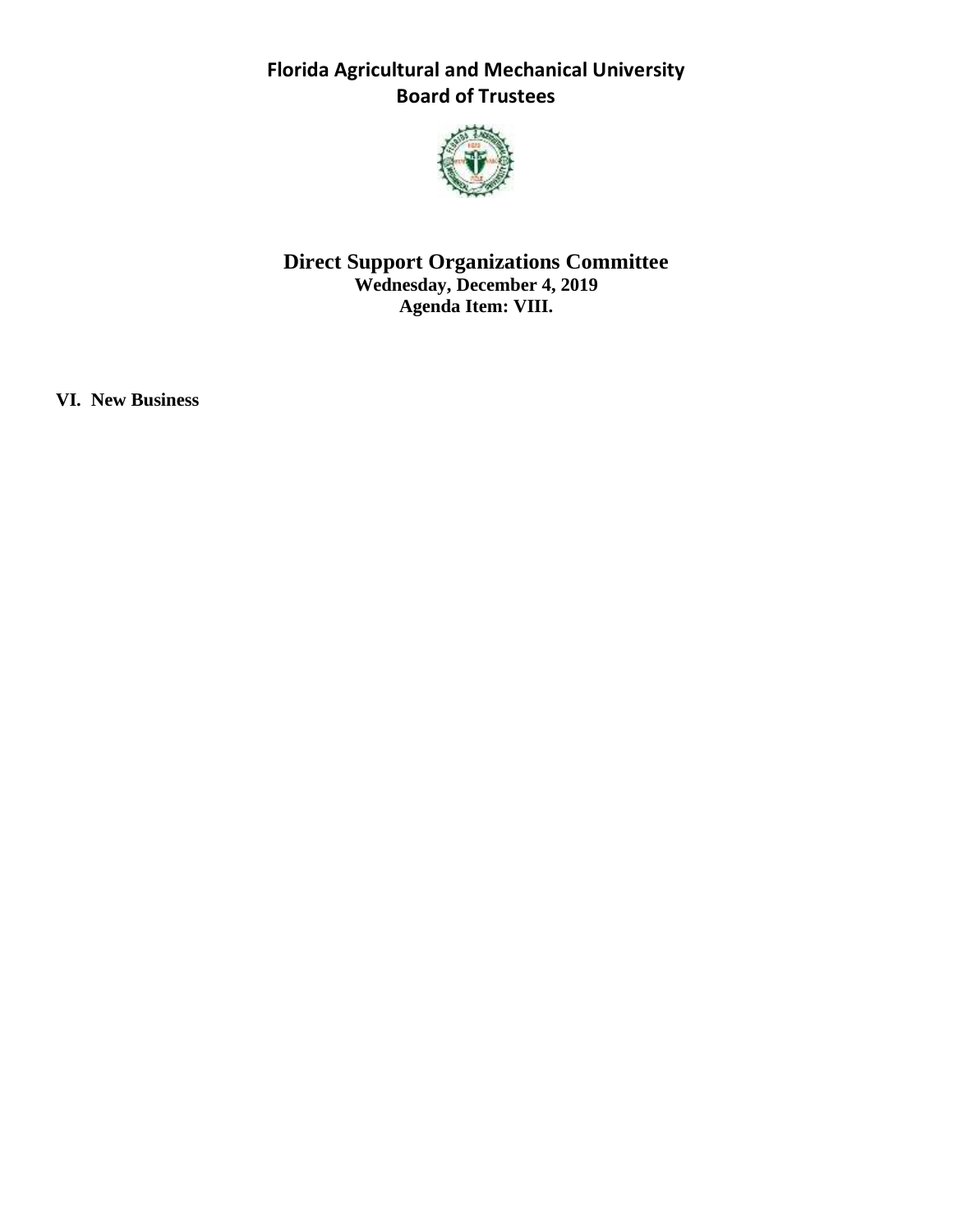# Florida Agricultural and Mechanical University
# Board of Trustees

## Direct Support Organizations Committee

**Wednesday, December 4, 2019**
**Agenda Item: VIII.**

**VI. New Business**